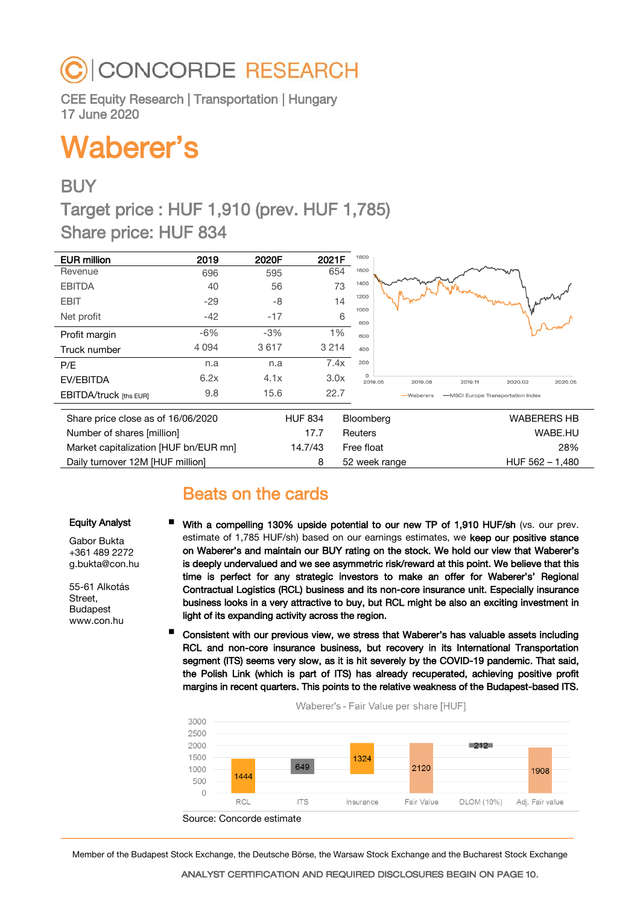# CONCORDE RESEARCH

CEE Equity Research | Transportation | Hungary
17 June 2020

# Waberer's

## BUY

## Target price : HUF 1,910 (prev. HUF 1,785)

## Share price: HUF 834

| EUR million | 2019 | 2020F | 2021F |
|---|---|---|---|
| Revenue | 696 | 595 | 654 |
| EBITDA | 40 | 56 | 73 |
| EBIT | -29 | -8 | 14 |
| Net profit | -42 | -17 | 6 |
| Profit margin | -6% | -3% | 1% |
| Truck number | 4 094 | 3 617 | 3 214 |
| P/E | n.a | n.a | 7.4x |
| EV/EBITDA | 6.2x | 4.1x | 3.0x |
| EBITDA/truck [ths EUR] | 9.8 | 15.6 | 22.7 |

| | | | |
|---|---|---|---|
| Share price close as of 16/06/2020 | HUF 834 | Bloomberg | WABERERS HB |
| Number of shares [million] | 17.7 | Reuters | WABE.HU |
| Market capitalization [HUF bn/EUR mn] | 14.7/43 | Free float | 28% |
| Daily turnover 12M [HUF million] | 8 | 52 week range | HUF 562 – 1,480 |

## Beats on the cards

**Equity Analyst**

Gabor Bukta
+361 489 2272
g.bukta@con.hu

55-61 Alkotás Street,
Budapest
www.con.hu

- **With a compelling 130% upside potential to our new TP of 1,910 HUF/sh** (vs. our prev. estimate of 1,785 HUF/sh) based on our earnings estimates, we **keep our positive stance on Waberer's and maintain our BUY rating on the stock. We hold our view that Waberer's is deeply undervalued and we see asymmetric risk/reward at this point. We believe that this time is perfect for any strategic investors to make an offer for Waberer's' Regional Contractual Logistics (RCL) business and its non-core insurance unit. Especially insurance business looks in a very attractive to buy, but RCL might be also an exciting investment in light of its expanding activity across the region.**
- **Consistent with our previous view, we stress that Waberer's has valuable assets including RCL and non-core insurance business, but recovery in its International Transportation segment (ITS) seems very slow, as it is hit severely by the COVID-19 pandemic. That said, the Polish Link (which is part of ITS) has already recuperated, achieving positive profit margins in recent quarters. This points to the relative weakness of the Budapest-based ITS.**

Waberer's - Fair Value per share [HUF]

| RCL | ITS | Insurance | Fair Value | DLOM (10%) | Adj. Fair value |
|---|---|---|---|---|---|
| 1444 | 649 | 1324 | 2120 | 212 | 1908 |

Source: Concorde estimate

Member of the Budapest Stock Exchange, the Deutsche Börse, the Warsaw Stock Exchange and the Bucharest Stock Exchange

ANALYST CERTIFICATION AND REQUIRED DISCLOSURES BEGIN ON PAGE 10.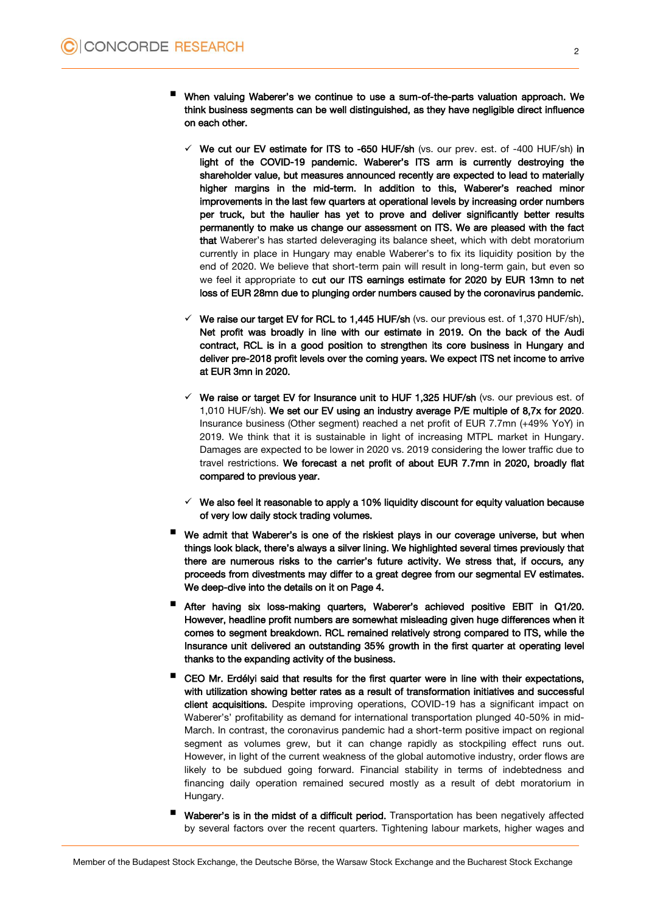- **When valuing Waberer's we continue to use a sum-of-the-parts valuation approach. We think business segments can be well distinguished, as they have negligible direct influence on each other.**

  - ✓ **We cut our EV estimate for ITS to -650 HUF/sh** (vs. our prev. est. of -400 HUF/sh) **in light of the COVID-19 pandemic. Waberer's ITS arm is currently destroying the shareholder value, but measures announced recently are expected to lead to materially higher margins in the mid-term. In addition to this, Waberer's reached minor improvements in the last few quarters at operational levels by increasing order numbers per truck, but the haulier has yet to prove and deliver significantly better results permanently to make us change our assessment on ITS. We are pleased with the fact that** Waberer's has started deleveraging its balance sheet, which with debt moratorium currently in place in Hungary may enable Waberer's to fix its liquidity position by the end of 2020. We believe that short-term pain will result in long-term gain, but even so we feel it appropriate to **cut our ITS earnings estimate for 2020 by EUR 13mn to net loss of EUR 28mn due to plunging order numbers caused by the coronavirus pandemic.**

  - ✓ **We raise our target EV for RCL to 1,445 HUF/sh** (vs. our previous est. of 1,370 HUF/sh). **Net profit was broadly in line with our estimate in 2019. On the back of the Audi contract, RCL is in a good position to strengthen its core business in Hungary and deliver pre-2018 profit levels over the coming years. We expect ITS net income to arrive at EUR 3mn in 2020.**

  - ✓ **We raise or target EV for Insurance unit to HUF 1,325 HUF/sh** (vs. our previous est. of 1,010 HUF/sh). **We set our EV using an industry average P/E multiple of 8,7x for 2020.** Insurance business (Other segment) reached a net profit of EUR 7.7mn (+49% YoY) in 2019. We think that it is sustainable in light of increasing MTPL market in Hungary. Damages are expected to be lower in 2020 vs. 2019 considering the lower traffic due to travel restrictions. **We forecast a net profit of about EUR 7.7mn in 2020, broadly flat compared to previous year.**

  - ✓ **We also feel it reasonable to apply a 10% liquidity discount for equity valuation because of very low daily stock trading volumes.**

- **We admit that Waberer's is one of the riskiest plays in our coverage universe, but when things look black, there's always a silver lining. We highlighted several times previously that there are numerous risks to the carrier's future activity. We stress that, if occurs, any proceeds from divestments may differ to a great degree from our segmental EV estimates. We deep-dive into the details on it on Page 4.**

- **After having six loss-making quarters, Waberer's achieved positive EBIT in Q1/20. However, headline profit numbers are somewhat misleading given huge differences when it comes to segment breakdown. RCL remained relatively strong compared to ITS, while the Insurance unit delivered an outstanding 35% growth in the first quarter at operating level thanks to the expanding activity of the business.**

- **CEO Mr. Erdélyi said that results for the first quarter were in line with their expectations, with utilization showing better rates as a result of transformation initiatives and successful client acquisitions.** Despite improving operations, COVID-19 has a significant impact on Waberer's' profitability as demand for international transportation plunged 40-50% in mid-March. In contrast, the coronavirus pandemic had a short-term positive impact on regional segment as volumes grew, but it can change rapidly as stockpiling effect runs out. However, in light of the current weakness of the global automotive industry, order flows are likely to be subdued going forward. Financial stability in terms of indebtedness and financing daily operation remained secured mostly as a result of debt moratorium in Hungary.

- **Waberer's is in the midst of a difficult period.** Transportation has been negatively affected by several factors over the recent quarters. Tightening labour markets, higher wages and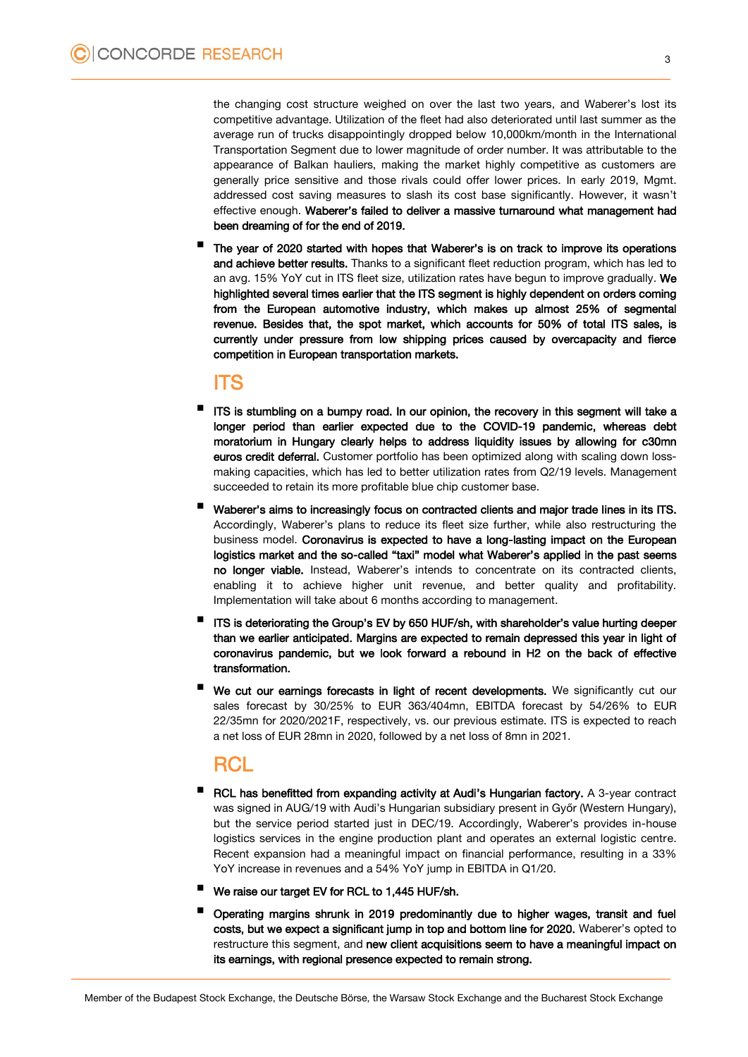the changing cost structure weighed on over the last two years, and Waberer's lost its competitive advantage. Utilization of the fleet had also deteriorated until last summer as the average run of trucks disappointingly dropped below 10,000km/month in the International Transportation Segment due to lower magnitude of order number. It was attributable to the appearance of Balkan hauliers, making the market highly competitive as customers are generally price sensitive and those rivals could offer lower prices. In early 2019, Mgmt. addressed cost saving measures to slash its cost base significantly. However, it wasn't effective enough. **Waberer's failed to deliver a massive turnaround what management had been dreaming of for the end of 2019.**

- **The year of 2020 started with hopes that Waberer's is on track to improve its operations and achieve better results.** Thanks to a significant fleet reduction program, which has led to an avg. 15% YoY cut in ITS fleet size, utilization rates have begun to improve gradually. **We highlighted several times earlier that the ITS segment is highly dependent on orders coming from the European automotive industry, which makes up almost 25% of segmental revenue. Besides that, the spot market, which accounts for 50% of total ITS sales, is currently under pressure from low shipping prices caused by overcapacity and fierce competition in European transportation markets.**

## ITS

- **ITS is stumbling on a bumpy road. In our opinion, the recovery in this segment will take a longer period than earlier expected due to the COVID-19 pandemic, whereas debt moratorium in Hungary clearly helps to address liquidity issues by allowing for c30mn euros credit deferral.** Customer portfolio has been optimized along with scaling down loss-making capacities, which has led to better utilization rates from Q2/19 levels. Management succeeded to retain its more profitable blue chip customer base.
- **Waberer's aims to increasingly focus on contracted clients and major trade lines in its ITS.** Accordingly, Waberer's plans to reduce its fleet size further, while also restructuring the business model. **Coronavirus is expected to have a long-lasting impact on the European logistics market and the so-called "taxi" model what Waberer's applied in the past seems no longer viable.** Instead, Waberer's intends to concentrate on its contracted clients, enabling it to achieve higher unit revenue, and better quality and profitability. Implementation will take about 6 months according to management.
- **ITS is deteriorating the Group's EV by 650 HUF/sh, with shareholder's value hurting deeper than we earlier anticipated. Margins are expected to remain depressed this year in light of coronavirus pandemic, but we look forward a rebound in H2 on the back of effective transformation.**
- **We cut our earnings forecasts in light of recent developments.** We significantly cut our sales forecast by 30/25% to EUR 363/404mn, EBITDA forecast by 54/26% to EUR 22/35mn for 2020/2021F, respectively, vs. our previous estimate. ITS is expected to reach a net loss of EUR 28mn in 2020, followed by a net loss of 8mn in 2021.

## RCL

- **RCL has benefitted from expanding activity at Audi's Hungarian factory.** A 3-year contract was signed in AUG/19 with Audi's Hungarian subsidiary present in Győr (Western Hungary), but the service period started just in DEC/19. Accordingly, Waberer's provides in-house logistics services in the engine production plant and operates an external logistic centre. Recent expansion had a meaningful impact on financial performance, resulting in a 33% YoY increase in revenues and a 54% YoY jump in EBITDA in Q1/20.
- **We raise our target EV for RCL to 1,445 HUF/sh.**
- **Operating margins shrunk in 2019 predominantly due to higher wages, transit and fuel costs, but we expect a significant jump in top and bottom line for 2020.** Waberer's opted to restructure this segment, and **new client acquisitions seem to have a meaningful impact on its earnings, with regional presence expected to remain strong.**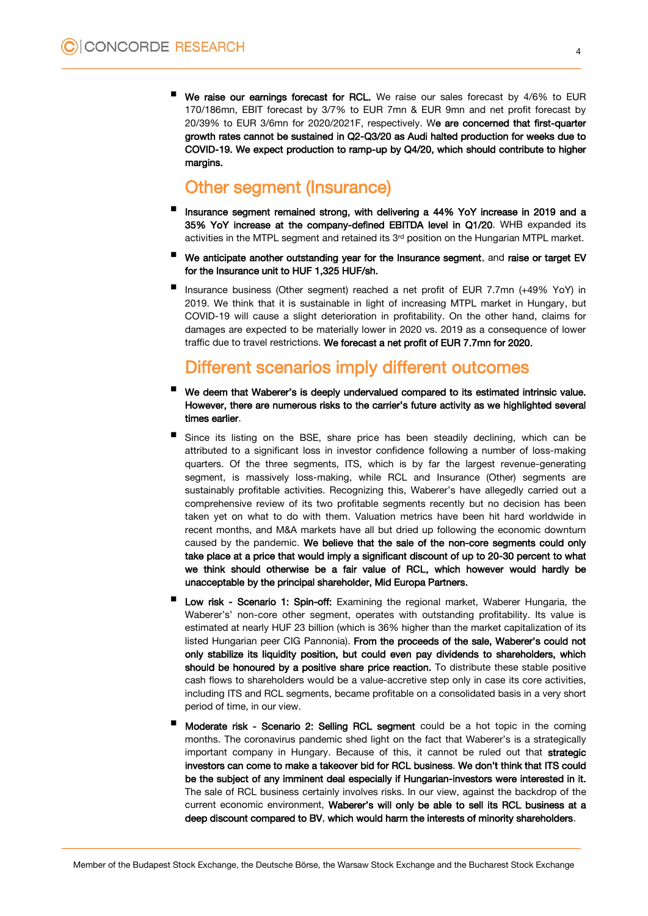- **We raise our earnings forecast for RCL.** We raise our sales forecast by 4/6% to EUR 170/186mn, EBIT forecast by 3/7% to EUR 7mn & EUR 9mn and net profit forecast by 20/39% to EUR 3/6mn for 2020/2021F, respectively. **We are concerned that first-quarter growth rates cannot be sustained in Q2-Q3/20 as Audi halted production for weeks due to COVID-19. We expect production to ramp-up by Q4/20, which should contribute to higher margins.**

## Other segment (Insurance)

- **Insurance segment remained strong, with delivering a 44% YoY increase in 2019 and a 35% YoY increase at the company-defined EBITDA level in Q1/20**. WHB expanded its activities in the MTPL segment and retained its 3rd position on the Hungarian MTPL market.
- **We anticipate another outstanding year for the Insurance segment**, and **raise or target EV for the Insurance unit to HUF 1,325 HUF/sh.**
- Insurance business (Other segment) reached a net profit of EUR 7.7mn (+49% YoY) in 2019. We think that it is sustainable in light of increasing MTPL market in Hungary, but COVID-19 will cause a slight deterioration in profitability. On the other hand, claims for damages are expected to be materially lower in 2020 vs. 2019 as a consequence of lower traffic due to travel restrictions. **We forecast a net profit of EUR 7.7mn for 2020.**

## Different scenarios imply different outcomes

- **We deem that Waberer's is deeply undervalued compared to its estimated intrinsic value. However, there are numerous risks to the carrier's future activity as we highlighted several times earlier**.
- Since its listing on the BSE, share price has been steadily declining, which can be attributed to a significant loss in investor confidence following a number of loss-making quarters. Of the three segments, ITS, which is by far the largest revenue-generating segment, is massively loss-making, while RCL and Insurance (Other) segments are sustainably profitable activities. Recognizing this, Waberer's have allegedly carried out a comprehensive review of its two profitable segments recently but no decision has been taken yet on what to do with them. Valuation metrics have been hit hard worldwide in recent months, and M&A markets have all but dried up following the economic downturn caused by the pandemic. **We believe that the sale of the non-core segments could only take place at a price that would imply a significant discount of up to 20-30 percent to what we think should otherwise be a fair value of RCL, which however would hardly be unacceptable by the principal shareholder, Mid Europa Partners.**
- **Low risk - Scenario 1: Spin-off:** Examining the regional market, Waberer Hungaria, the Waberer's' non-core other segment, operates with outstanding profitability. Its value is estimated at nearly HUF 23 billion (which is 36% higher than the market capitalization of its listed Hungarian peer CIG Pannonia). **From the proceeds of the sale, Waberer's could not only stabilize its liquidity position, but could even pay dividends to shareholders, which should be honoured by a positive share price reaction.** To distribute these stable positive cash flows to shareholders would be a value-accretive step only in case its core activities, including ITS and RCL segments, became profitable on a consolidated basis in a very short period of time, in our view.
- **Moderate risk - Scenario 2: Selling RCL segment** could be a hot topic in the coming months. The coronavirus pandemic shed light on the fact that Waberer's is a strategically important company in Hungary. Because of this, it cannot be ruled out that **strategic investors can come to make a takeover bid for RCL business. We don't think that ITS could be the subject of any imminent deal especially if Hungarian-investors were interested in it.** The sale of RCL business certainly involves risks. In our view, against the backdrop of the current economic environment, **Waberer's will only be able to sell its RCL business at a deep discount compared to BV, which would harm the interests of minority shareholders**.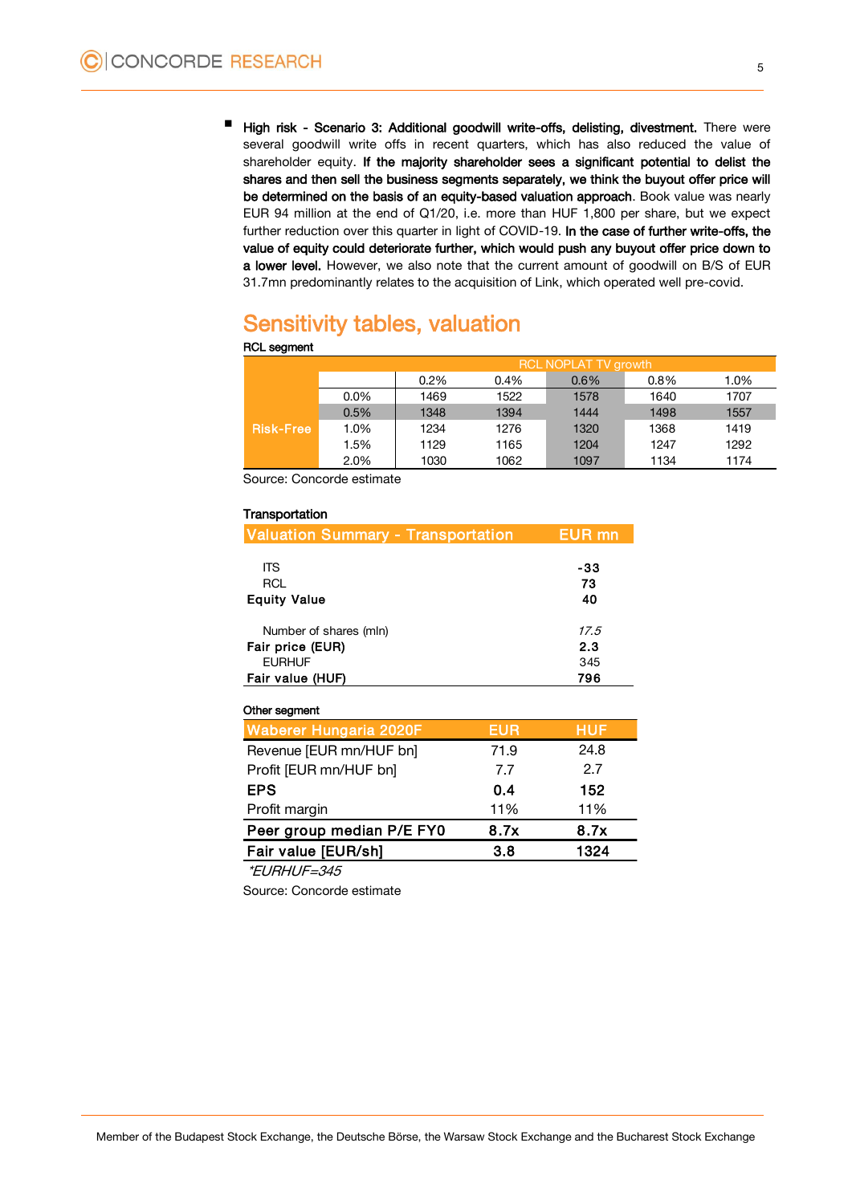- **High risk - Scenario 3: Additional goodwill write-offs, delisting, divestment.** There were several goodwill write offs in recent quarters, which has also reduced the value of shareholder equity. **If the majority shareholder sees a significant potential to delist the shares and then sell the business segments separately, we think the buyout offer price will be determined on the basis of an equity-based valuation approach**. Book value was nearly EUR 94 million at the end of Q1/20, i.e. more than HUF 1,800 per share, but we expect further reduction over this quarter in light of COVID-19. **In the case of further write-offs, the value of equity could deteriorate further, which would push any buyout offer price down to a lower level.** However, we also note that the current amount of goodwill on B/S of EUR 31.7mn predominantly relates to the acquisition of Link, which operated well pre-covid.

## Sensitivity tables, valuation

**RCL segment**

| | | RCL NOPLAT TV growth | | | | |
|---|---|---|---|---|---|---|
| | | 0.2% | 0.4% | 0.6% | 0.8% | 1.0% |
| Risk-Free | 0.0% | 1469 | 1522 | 1578 | 1640 | 1707 |
| | 0.5% | 1348 | 1394 | 1444 | 1498 | 1557 |
| | 1.0% | 1234 | 1276 | 1320 | 1368 | 1419 |
| | 1.5% | 1129 | 1165 | 1204 | 1247 | 1292 |
| | 2.0% | 1030 | 1062 | 1097 | 1134 | 1174 |

Source: Concorde estimate

**Transportation**

| Valuation Summary - Transportation | EUR mn |
|---|---|
| ITS | -33 |
| RCL | 73 |
| **Equity Value** | **40** |
| | |
| Number of shares (mln) | *17.5* |
| **Fair price (EUR)** | **2.3** |
| EURHUF | 345 |
| **Fair value (HUF)** | **796** |

**Other segment**

| Waberer Hungaria 2020F | EUR | HUF |
|---|---|---|
| Revenue [EUR mn/HUF bn] | 71.9 | 24.8 |
| Profit [EUR mn/HUF bn] | 7.7 | 2.7 |
| **EPS** | **0.4** | **152** |
| Profit margin | 11% | 11% |
| **Peer group median P/E FY0** | **8.7x** | **8.7x** |
| **Fair value [EUR/sh]** | **3.8** | **1324** |

*\*EURHUF=345*

Source: Concorde estimate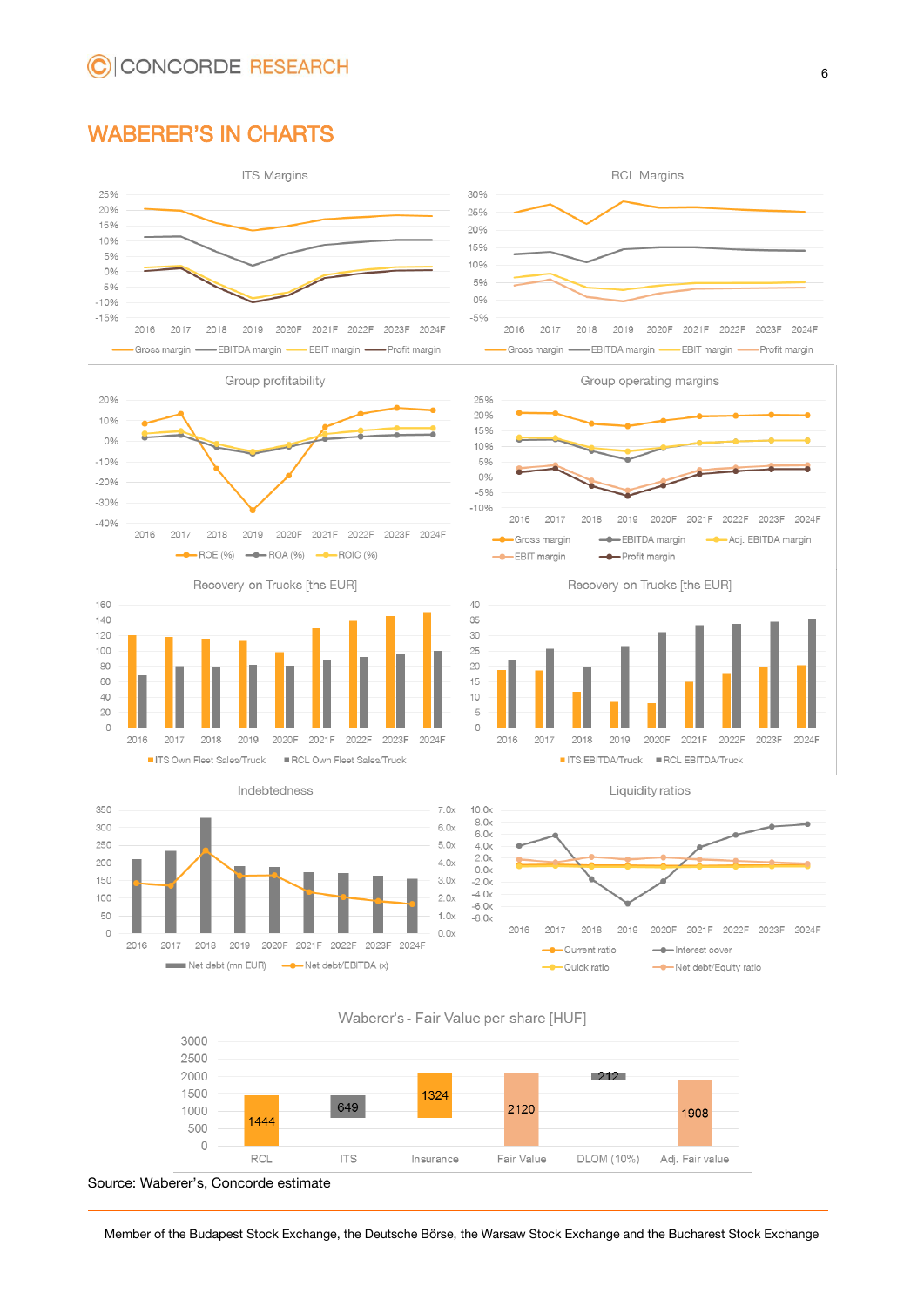# WABERER'S IN CHARTS

ITS Margins

RCL Margins

Group profitability

Group operating margins

Recovery on Trucks [ths EUR]

Recovery on Trucks [ths EUR]

Indebtedness

Liquidity ratios

Waberer's - Fair Value per share [HUF]

| RCL | ITS | Insurance | Fair Value | DLOM (10%) | Adj. Fair value |
|---|---|---|---|---|---|
| 1444 | 649 | 1324 | 2120 | 212 | 1908 |

Source: Waberer's, Concorde estimate

Member of the Budapest Stock Exchange, the Deutsche Börse, the Warsaw Stock Exchange and the Bucharest Stock Exchange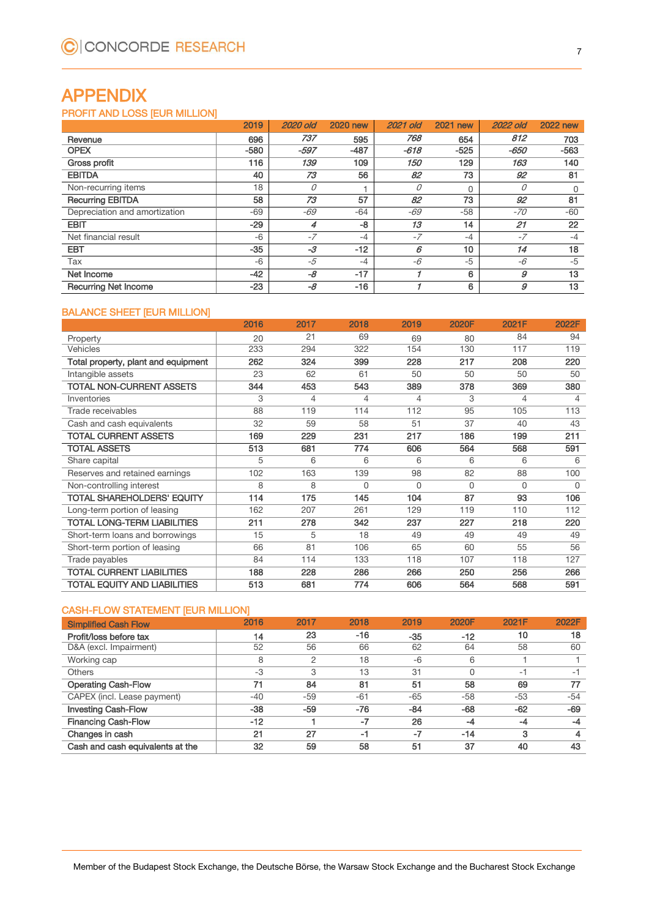# APPENDIX

## PROFIT AND LOSS [EUR MILLION]

| | 2019 | *2020 old* | 2020 new | *2021 old* | 2021 new | *2022 old* | 2022 new |
|---|---|---|---|---|---|---|---|
| **Revenue** | **696** | *737* | **595** | *768* | **654** | *812* | **703** |
| **OPEX** | **-580** | *-597* | **-487** | *-618* | **-525** | *-650* | **-563** |
| **Gross profit** | **116** | *139* | **109** | *150* | **129** | *163* | **140** |
| **EBITDA** | **40** | *73* | **56** | *82* | **73** | *92* | **81** |
| Non-recurring items | 18 | *0* | 1 | *0* | 0 | *0* | 0 |
| **Recurring EBITDA** | **58** | *73* | **57** | *82* | **73** | *92* | **81** |
| Depreciation and amortization | -69 | *-69* | -64 | *-69* | -58 | *-70* | -60 |
| **EBIT** | **-29** | *4* | **-8** | *13* | **14** | *21* | **22** |
| Net financial result | -6 | *-7* | -4 | *-7* | -4 | *-7* | -4 |
| **EBT** | **-35** | *-3* | **-12** | *6* | **10** | *14* | **18** |
| Tax | -6 | *-5* | -4 | *-6* | -5 | *-6* | -5 |
| **Net Income** | **-42** | *-8* | **-17** | *1* | **6** | *9* | **13** |
| **Recurring Net Income** | **-23** | *-8* | **-16** | *1* | **6** | *9* | **13** |

## BALANCE SHEET [EUR MILLION]

| | 2016 | 2017 | 2018 | 2019 | 2020F | 2021F | 2022F |
|---|---|---|---|---|---|---|---|
| Property | 20 | 21 | 69 | 69 | 80 | 84 | 94 |
| Vehicles | 233 | 294 | 322 | 154 | 130 | 117 | 119 |
| **Total property, plant and equipment** | **262** | **324** | **399** | **228** | **217** | **208** | **220** |
| Intangible assets | 23 | 62 | 61 | 50 | 50 | 50 | 50 |
| **TOTAL NON-CURRENT ASSETS** | **344** | **453** | **543** | **389** | **378** | **369** | **380** |
| Inventories | 3 | 4 | 4 | 4 | 3 | 4 | 4 |
| Trade receivables | 88 | 119 | 114 | 112 | 95 | 105 | 113 |
| Cash and cash equivalents | 32 | 59 | 58 | 51 | 37 | 40 | 43 |
| **TOTAL CURRENT ASSETS** | **169** | **229** | **231** | **217** | **186** | **199** | **211** |
| **TOTAL ASSETS** | **513** | **681** | **774** | **606** | **564** | **568** | **591** |
| Share capital | 5 | 6 | 6 | 6 | 6 | 6 | 6 |
| Reserves and retained earnings | 102 | 163 | 139 | 98 | 82 | 88 | 100 |
| Non-controlling interest | 8 | 8 | 0 | 0 | 0 | 0 | 0 |
| **TOTAL SHAREHOLDERS' EQUITY** | **114** | **175** | **145** | **104** | **87** | **93** | **106** |
| Long-term portion of leasing | 162 | 207 | 261 | 129 | 119 | 110 | 112 |
| **TOTAL LONG-TERM LIABILITIES** | **211** | **278** | **342** | **237** | **227** | **218** | **220** |
| Short-term loans and borrowings | 15 | 5 | 18 | 49 | 49 | 49 | 49 |
| Short-term portion of leasing | 66 | 81 | 106 | 65 | 60 | 55 | 56 |
| Trade payables | 84 | 114 | 133 | 118 | 107 | 118 | 127 |
| **TOTAL CURRENT LIABILITIES** | **188** | **228** | **286** | **266** | **250** | **256** | **266** |
| **TOTAL EQUITY AND LIABILITIES** | **513** | **681** | **774** | **606** | **564** | **568** | **591** |

## CASH-FLOW STATEMENT [EUR MILLION]

| Simplified Cash Flow | 2016 | 2017 | 2018 | 2019 | 2020F | 2021F | 2022F |
|---|---|---|---|---|---|---|---|
| **Profit/loss before tax** | **14** | **23** | **-16** | **-35** | **-12** | **10** | **18** |
| D&A (excl. Impairment) | 52 | 56 | 66 | 62 | 64 | 58 | 60 |
| Working cap | 8 | 2 | 18 | -6 | 6 | 1 | 1 |
| Others | -3 | 3 | 13 | 31 | 0 | -1 | -1 |
| **Operating Cash-Flow** | **71** | **84** | **81** | **51** | **58** | **69** | **77** |
| CAPEX (incl. Lease payment) | -40 | -59 | -61 | -65 | -58 | -53 | -54 |
| **Investing Cash-Flow** | **-38** | **-59** | **-76** | **-84** | **-68** | **-62** | **-69** |
| **Financing Cash-Flow** | **-12** | **1** | **-7** | **26** | **-4** | **-4** | **-4** |
| **Changes in cash** | **21** | **27** | **-1** | **-7** | **-14** | **3** | **4** |
| **Cash and cash equivalents at the** | **32** | **59** | **58** | **51** | **37** | **40** | **43** |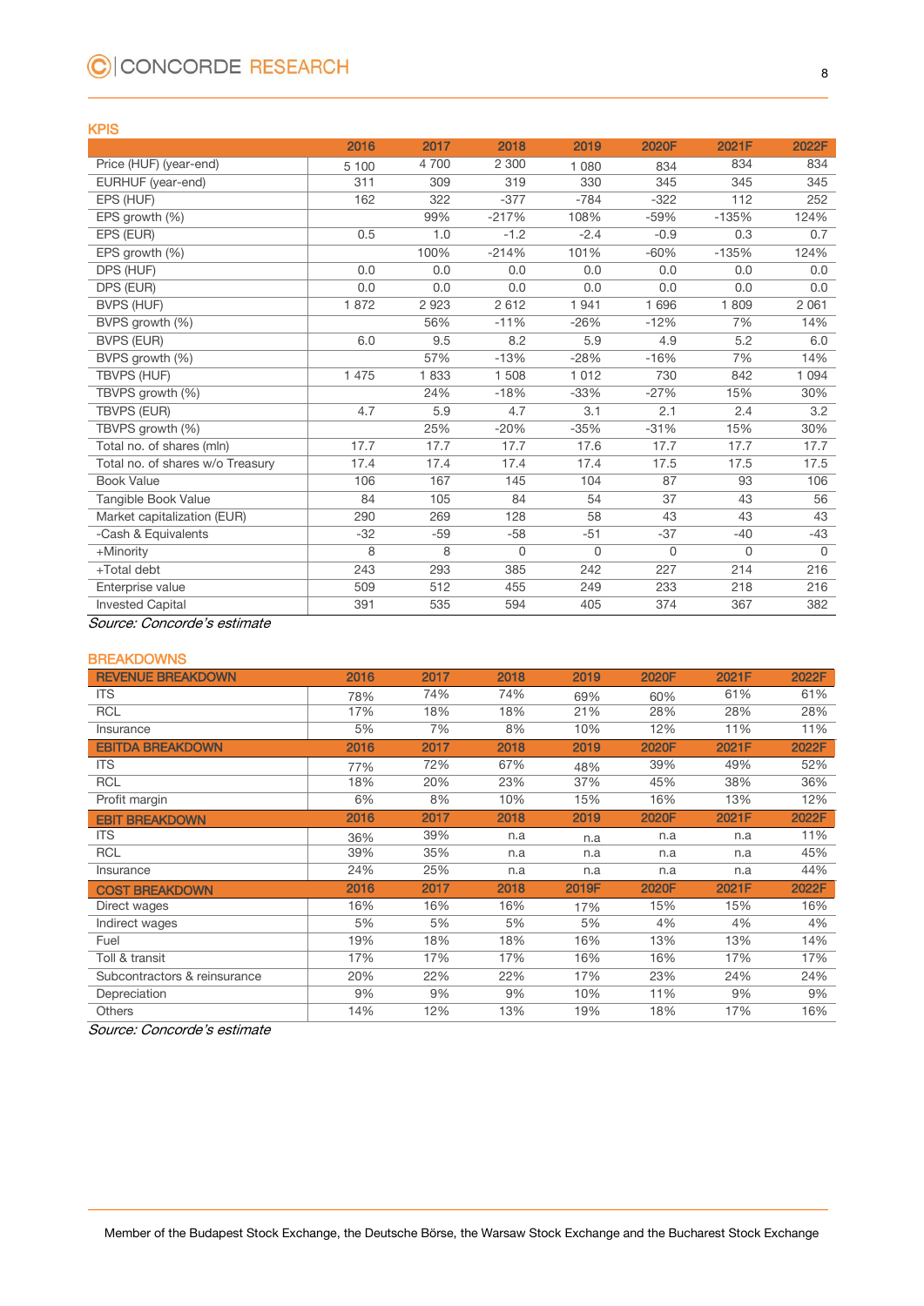## KPIS

| | 2016 | 2017 | 2018 | 2019 | 2020F | 2021F | 2022F |
|---|---|---|---|---|---|---|---|
| Price (HUF) (year-end) | 5 100 | 4 700 | 2 300 | 1 080 | 834 | 834 | 834 |
| EURHUF (year-end) | 311 | 309 | 319 | 330 | 345 | 345 | 345 |
| EPS (HUF) | 162 | 322 | -377 | -784 | -322 | 112 | 252 |
| EPS growth (%) | | 99% | -217% | 108% | -59% | -135% | 124% |
| EPS (EUR) | 0.5 | 1.0 | -1.2 | -2.4 | -0.9 | 0.3 | 0.7 |
| EPS growth (%) | | 100% | -214% | 101% | -60% | -135% | 124% |
| DPS (HUF) | 0.0 | 0.0 | 0.0 | 0.0 | 0.0 | 0.0 | 0.0 |
| DPS (EUR) | 0.0 | 0.0 | 0.0 | 0.0 | 0.0 | 0.0 | 0.0 |
| BVPS (HUF) | 1 872 | 2 923 | 2 612 | 1 941 | 1 696 | 1 809 | 2 061 |
| BVPS growth (%) | | 56% | -11% | -26% | -12% | 7% | 14% |
| BVPS (EUR) | 6.0 | 9.5 | 8.2 | 5.9 | 4.9 | 5.2 | 6.0 |
| BVPS growth (%) | | 57% | -13% | -28% | -16% | 7% | 14% |
| TBVPS (HUF) | 1 475 | 1 833 | 1 508 | 1 012 | 730 | 842 | 1 094 |
| TBVPS growth (%) | | 24% | -18% | -33% | -27% | 15% | 30% |
| TBVPS (EUR) | 4.7 | 5.9 | 4.7 | 3.1 | 2.1 | 2.4 | 3.2 |
| TBVPS growth (%) | | 25% | -20% | -35% | -31% | 15% | 30% |
| Total no. of shares (mln) | 17.7 | 17.7 | 17.7 | 17.6 | 17.7 | 17.7 | 17.7 |
| Total no. of shares w/o Treasury | 17.4 | 17.4 | 17.4 | 17.4 | 17.5 | 17.5 | 17.5 |
| Book Value | 106 | 167 | 145 | 104 | 87 | 93 | 106 |
| Tangible Book Value | 84 | 105 | 84 | 54 | 37 | 43 | 56 |
| Market capitalization (EUR) | 290 | 269 | 128 | 58 | 43 | 43 | 43 |
| -Cash & Equivalents | -32 | -59 | -58 | -51 | -37 | -40 | -43 |
| +Minority | 8 | 8 | 0 | 0 | 0 | 0 | 0 |
| +Total debt | 243 | 293 | 385 | 242 | 227 | 214 | 216 |
| Enterprise value | 509 | 512 | 455 | 249 | 233 | 218 | 216 |
| Invested Capital | 391 | 535 | 594 | 405 | 374 | 367 | 382 |

*Source: Concorde's estimate*

## BREAKDOWNS

| REVENUE BREAKDOWN | 2016 | 2017 | 2018 | 2019 | 2020F | 2021F | 2022F |
|---|---|---|---|---|---|---|---|
| ITS | 78% | 74% | 74% | 69% | 60% | 61% | 61% |
| RCL | 17% | 18% | 18% | 21% | 28% | 28% | 28% |
| Insurance | 5% | 7% | 8% | 10% | 12% | 11% | 11% |
| **EBITDA BREAKDOWN** | **2016** | **2017** | **2018** | **2019** | **2020F** | **2021F** | **2022F** |
| ITS | 77% | 72% | 67% | 48% | 39% | 49% | 52% |
| RCL | 18% | 20% | 23% | 37% | 45% | 38% | 36% |
| Profit margin | 6% | 8% | 10% | 15% | 16% | 13% | 12% |
| **EBIT BREAKDOWN** | **2016** | **2017** | **2018** | **2019** | **2020F** | **2021F** | **2022F** |
| ITS | 36% | 39% | n.a | n.a | n.a | n.a | 11% |
| RCL | 39% | 35% | n.a | n.a | n.a | n.a | 45% |
| Insurance | 24% | 25% | n.a | n.a | n.a | n.a | 44% |
| **COST BREAKDOWN** | **2016** | **2017** | **2018** | **2019F** | **2020F** | **2021F** | **2022F** |
| Direct wages | 16% | 16% | 16% | 17% | 15% | 15% | 16% |
| Indirect wages | 5% | 5% | 5% | 5% | 4% | 4% | 4% |
| Fuel | 19% | 18% | 18% | 16% | 13% | 13% | 14% |
| Toll & transit | 17% | 17% | 17% | 16% | 16% | 17% | 17% |
| Subcontractors & reinsurance | 20% | 22% | 22% | 17% | 23% | 24% | 24% |
| Depreciation | 9% | 9% | 9% | 10% | 11% | 9% | 9% |
| Others | 14% | 12% | 13% | 19% | 18% | 17% | 16% |

*Source: Concorde's estimate*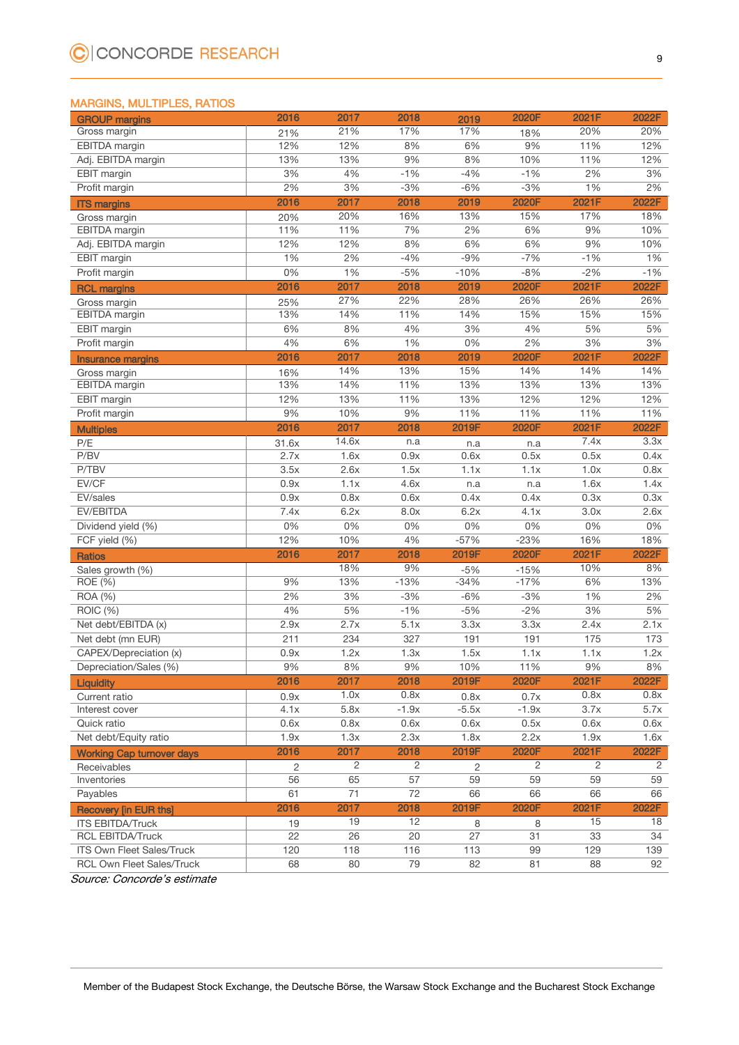## MARGINS, MULTIPLES, RATIOS

| GROUP margins | 2016 | 2017 | 2018 | 2019 | 2020F | 2021F | 2022F |
|---|---|---|---|---|---|---|---|
| Gross margin | 21% | 21% | 17% | 17% | 18% | 20% | 20% |
| EBITDA margin | 12% | 12% | 8% | 6% | 9% | 11% | 12% |
| Adj. EBITDA margin | 13% | 13% | 9% | 8% | 10% | 11% | 12% |
| EBIT margin | 3% | 4% | -1% | -4% | -1% | 2% | 3% |
| Profit margin | 2% | 3% | -3% | -6% | -3% | 1% | 2% |
| **ITS margins** | **2016** | **2017** | **2018** | **2019** | **2020F** | **2021F** | **2022F** |
| Gross margin | 20% | 20% | 16% | 13% | 15% | 17% | 18% |
| EBITDA margin | 11% | 11% | 7% | 2% | 6% | 9% | 10% |
| Adj. EBITDA margin | 12% | 12% | 8% | 6% | 6% | 9% | 10% |
| EBIT margin | 1% | 2% | -4% | -9% | -7% | -1% | 1% |
| Profit margin | 0% | 1% | -5% | -10% | -8% | -2% | -1% |
| **RCL margins** | **2016** | **2017** | **2018** | **2019** | **2020F** | **2021F** | **2022F** |
| Gross margin | 25% | 27% | 22% | 28% | 26% | 26% | 26% |
| EBITDA margin | 13% | 14% | 11% | 14% | 15% | 15% | 15% |
| EBIT margin | 6% | 8% | 4% | 3% | 4% | 5% | 5% |
| Profit margin | 4% | 6% | 1% | 0% | 2% | 3% | 3% |
| **Insurance margins** | **2016** | **2017** | **2018** | **2019** | **2020F** | **2021F** | **2022F** |
| Gross margin | 16% | 14% | 13% | 15% | 14% | 14% | 14% |
| EBITDA margin | 13% | 14% | 11% | 13% | 13% | 13% | 13% |
| EBIT margin | 12% | 13% | 11% | 13% | 12% | 12% | 12% |
| Profit margin | 9% | 10% | 9% | 11% | 11% | 11% | 11% |
| **Multiples** | **2016** | **2017** | **2018** | **2019F** | **2020F** | **2021F** | **2022F** |
| P/E | 31.6x | 14.6x | n.a | n.a | n.a | 7.4x | 3.3x |
| P/BV | 2.7x | 1.6x | 0.9x | 0.6x | 0.5x | 0.5x | 0.4x |
| P/TBV | 3.5x | 2.6x | 1.5x | 1.1x | 1.1x | 1.0x | 0.8x |
| EV/CF | 0.9x | 1.1x | 4.6x | n.a | n.a | 1.6x | 1.4x |
| EV/sales | 0.9x | 0.8x | 0.6x | 0.4x | 0.4x | 0.3x | 0.3x |
| EV/EBITDA | 7.4x | 6.2x | 8.0x | 6.2x | 4.1x | 3.0x | 2.6x |
| Dividend yield (%) | 0% | 0% | 0% | 0% | 0% | 0% | 0% |
| FCF yield (%) | 12% | 10% | 4% | -57% | -23% | 16% | 18% |
| **Ratios** | **2016** | **2017** | **2018** | **2019F** | **2020F** | **2021F** | **2022F** |
| Sales growth (%) | | 18% | 9% | -5% | -15% | 10% | 8% |
| ROE (%) | 9% | 13% | -13% | -34% | -17% | 6% | 13% |
| ROA (%) | 2% | 3% | -3% | -6% | -3% | 1% | 2% |
| ROIC (%) | 4% | 5% | -1% | -5% | -2% | 3% | 5% |
| Net debt/EBITDA (x) | 2.9x | 2.7x | 5.1x | 3.3x | 3.3x | 2.4x | 2.1x |
| Net debt (mn EUR) | 211 | 234 | 327 | 191 | 191 | 175 | 173 |
| CAPEX/Depreciation (x) | 0.9x | 1.2x | 1.3x | 1.5x | 1.1x | 1.1x | 1.2x |
| Depreciation/Sales (%) | 9% | 8% | 9% | 10% | 11% | 9% | 8% |
| **Liquidity** | **2016** | **2017** | **2018** | **2019F** | **2020F** | **2021F** | **2022F** |
| Current ratio | 0.9x | 1.0x | 0.8x | 0.8x | 0.7x | 0.8x | 0.8x |
| Interest cover | 4.1x | 5.8x | -1.9x | -5.5x | -1.9x | 3.7x | 5.7x |
| Quick ratio | 0.6x | 0.8x | 0.6x | 0.6x | 0.5x | 0.6x | 0.6x |
| Net debt/Equity ratio | 1.9x | 1.3x | 2.3x | 1.8x | 2.2x | 1.9x | 1.6x |
| **Working Cap turnover days** | **2016** | **2017** | **2018** | **2019F** | **2020F** | **2021F** | **2022F** |
| Receivables | 2 | 2 | 2 | 2 | 2 | 2 | 2 |
| Inventories | 56 | 65 | 57 | 59 | 59 | 59 | 59 |
| Payables | 61 | 71 | 72 | 66 | 66 | 66 | 66 |
| **Recovery [in EUR ths]** | **2016** | **2017** | **2018** | **2019F** | **2020F** | **2021F** | **2022F** |
| ITS EBITDA/Truck | 19 | 19 | 12 | 8 | 8 | 15 | 18 |
| RCL EBITDA/Truck | 22 | 26 | 20 | 27 | 31 | 33 | 34 |
| ITS Own Fleet Sales/Truck | 120 | 118 | 116 | 113 | 99 | 129 | 139 |
| RCL Own Fleet Sales/Truck | 68 | 80 | 79 | 82 | 81 | 88 | 92 |

*Source: Concorde's estimate*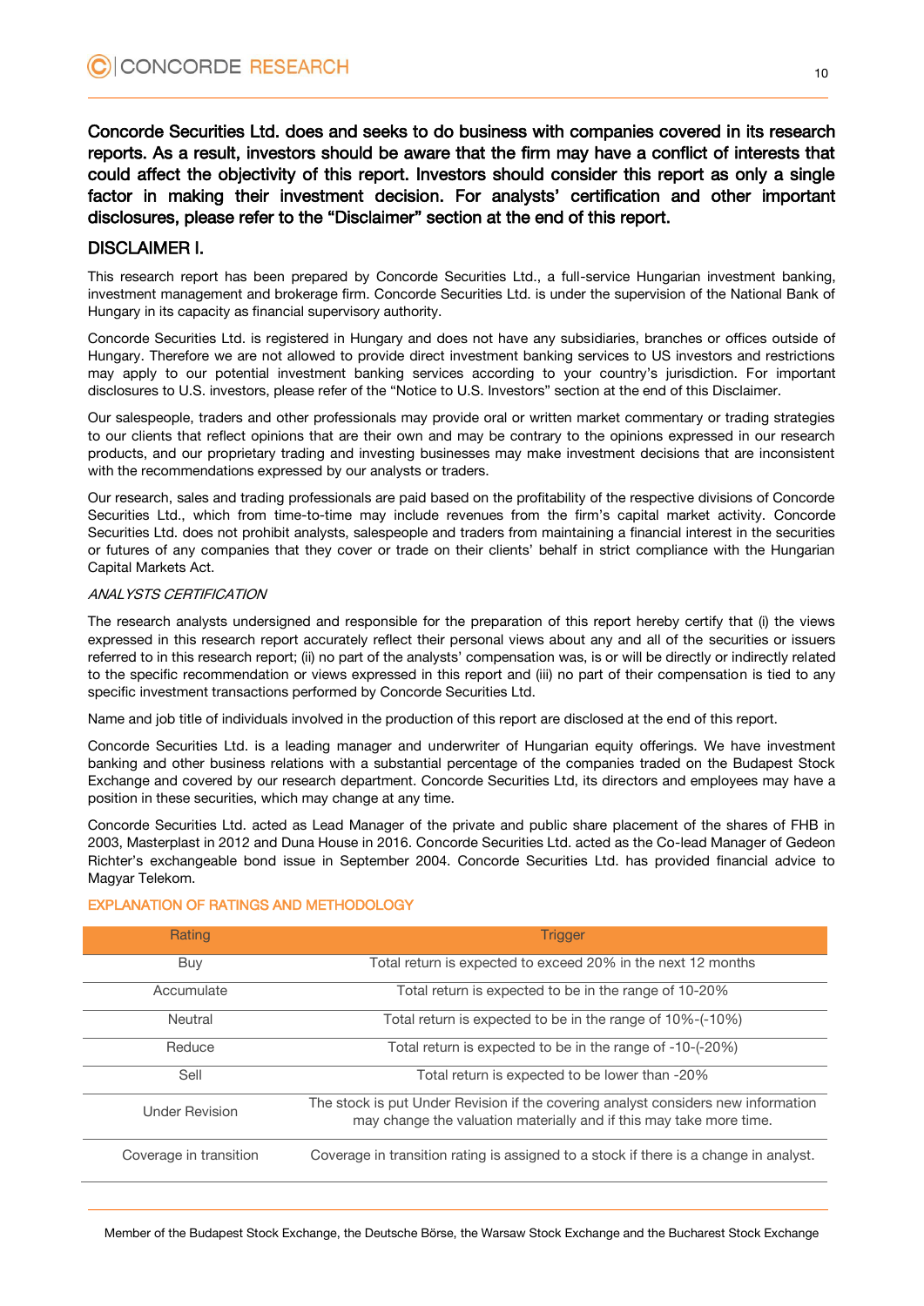**Concorde Securities Ltd. does and seeks to do business with companies covered in its research reports. As a result, investors should be aware that the firm may have a conflict of interests that could affect the objectivity of this report. Investors should consider this report as only a single factor in making their investment decision. For analysts' certification and other important disclosures, please refer to the "Disclaimer" section at the end of this report.**

## DISCLAIMER I.

This research report has been prepared by Concorde Securities Ltd., a full-service Hungarian investment banking, investment management and brokerage firm. Concorde Securities Ltd. is under the supervision of the National Bank of Hungary in its capacity as financial supervisory authority.

Concorde Securities Ltd. is registered in Hungary and does not have any subsidiaries, branches or offices outside of Hungary. Therefore we are not allowed to provide direct investment banking services to US investors and restrictions may apply to our potential investment banking services according to your country's jurisdiction. For important disclosures to U.S. investors, please refer of the "Notice to U.S. Investors" section at the end of this Disclaimer.

Our salespeople, traders and other professionals may provide oral or written market commentary or trading strategies to our clients that reflect opinions that are their own and may be contrary to the opinions expressed in our research products, and our proprietary trading and investing businesses may make investment decisions that are inconsistent with the recommendations expressed by our analysts or traders.

Our research, sales and trading professionals are paid based on the profitability of the respective divisions of Concorde Securities Ltd., which from time-to-time may include revenues from the firm's capital market activity. Concorde Securities Ltd. does not prohibit analysts, salespeople and traders from maintaining a financial interest in the securities or futures of any companies that they cover or trade on their clients' behalf in strict compliance with the Hungarian Capital Markets Act.

*ANALYSTS CERTIFICATION*

The research analysts undersigned and responsible for the preparation of this report hereby certify that (i) the views expressed in this research report accurately reflect their personal views about any and all of the securities or issuers referred to in this research report; (ii) no part of the analysts' compensation was, is or will be directly or indirectly related to the specific recommendation or views expressed in this report and (iii) no part of their compensation is tied to any specific investment transactions performed by Concorde Securities Ltd.

Name and job title of individuals involved in the production of this report are disclosed at the end of this report.

Concorde Securities Ltd. is a leading manager and underwriter of Hungarian equity offerings. We have investment banking and other business relations with a substantial percentage of the companies traded on the Budapest Stock Exchange and covered by our research department. Concorde Securities Ltd, its directors and employees may have a position in these securities, which may change at any time.

Concorde Securities Ltd. acted as Lead Manager of the private and public share placement of the shares of FHB in 2003, Masterplast in 2012 and Duna House in 2016. Concorde Securities Ltd. acted as the Co-lead Manager of Gedeon Richter's exchangeable bond issue in September 2004. Concorde Securities Ltd. has provided financial advice to Magyar Telekom.

### EXPLANATION OF RATINGS AND METHODOLOGY

| Rating | Trigger |
|---|---|
| Buy | Total return is expected to exceed 20% in the next 12 months |
| Accumulate | Total return is expected to be in the range of 10-20% |
| Neutral | Total return is expected to be in the range of 10%-(-10%) |
| Reduce | Total return is expected to be in the range of -10-(-20%) |
| Sell | Total return is expected to be lower than -20% |
| Under Revision | The stock is put Under Revision if the covering analyst considers new information may change the valuation materially and if this may take more time. |
| Coverage in transition | Coverage in transition rating is assigned to a stock if there is a change in analyst. |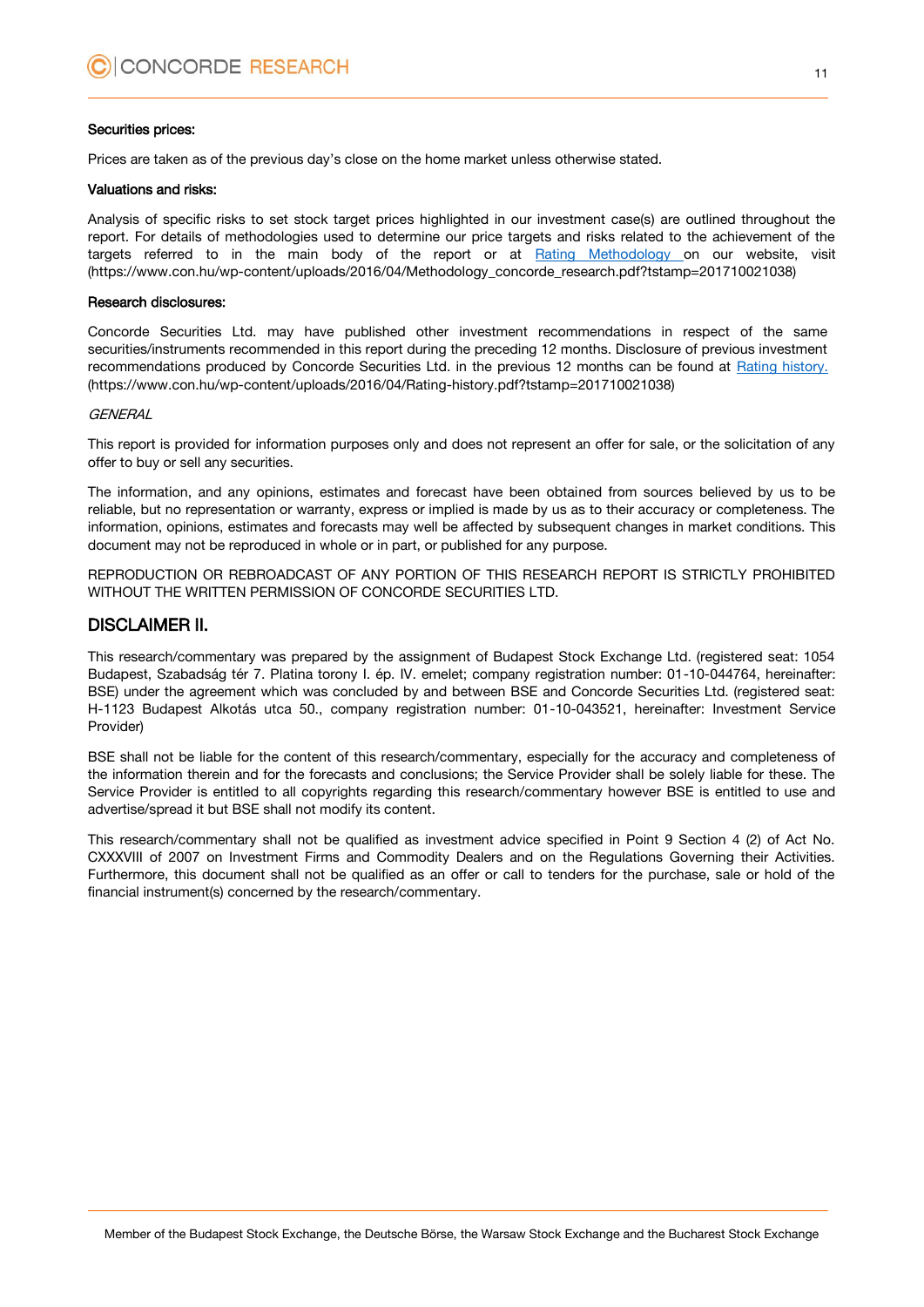**Securities prices:**

Prices are taken as of the previous day's close on the home market unless otherwise stated.

**Valuations and risks:**

Analysis of specific risks to set stock target prices highlighted in our investment case(s) are outlined throughout the report. For details of methodologies used to determine our price targets and risks related to the achievement of the targets referred to in the main body of the report or at [Rating Methodology](https://www.con.hu/wp-content/uploads/2016/04/Methodology_concorde_research.pdf?tstamp=201710021038) on our website, visit (https://www.con.hu/wp-content/uploads/2016/04/Methodology_concorde_research.pdf?tstamp=201710021038)

**Research disclosures:**

Concorde Securities Ltd. may have published other investment recommendations in respect of the same securities/instruments recommended in this report during the preceding 12 months. Disclosure of previous investment recommendations produced by Concorde Securities Ltd. in the previous 12 months can be found at [Rating history.](https://www.con.hu/wp-content/uploads/2016/04/Rating-history.pdf?tstamp=201710021038) (https://www.con.hu/wp-content/uploads/2016/04/Rating-history.pdf?tstamp=201710021038)

*GENERAL*

This report is provided for information purposes only and does not represent an offer for sale, or the solicitation of any offer to buy or sell any securities.

The information, and any opinions, estimates and forecast have been obtained from sources believed by us to be reliable, but no representation or warranty, express or implied is made by us as to their accuracy or completeness. The information, opinions, estimates and forecasts may well be affected by subsequent changes in market conditions. This document may not be reproduced in whole or in part, or published for any purpose.

REPRODUCTION OR REBROADCAST OF ANY PORTION OF THIS RESEARCH REPORT IS STRICTLY PROHIBITED WITHOUT THE WRITTEN PERMISSION OF CONCORDE SECURITIES LTD.

## DISCLAIMER II.

This research/commentary was prepared by the assignment of Budapest Stock Exchange Ltd. (registered seat: 1054 Budapest, Szabadság tér 7. Platina torony I. ép. IV. emelet; company registration number: 01-10-044764, hereinafter: BSE) under the agreement which was concluded by and between BSE and Concorde Securities Ltd. (registered seat: H-1123 Budapest Alkotás utca 50., company registration number: 01-10-043521, hereinafter: Investment Service Provider)

BSE shall not be liable for the content of this research/commentary, especially for the accuracy and completeness of the information therein and for the forecasts and conclusions; the Service Provider shall be solely liable for these. The Service Provider is entitled to all copyrights regarding this research/commentary however BSE is entitled to use and advertise/spread it but BSE shall not modify its content.

This research/commentary shall not be qualified as investment advice specified in Point 9 Section 4 (2) of Act No. CXXXVIII of 2007 on Investment Firms and Commodity Dealers and on the Regulations Governing their Activities. Furthermore, this document shall not be qualified as an offer or call to tenders for the purchase, sale or hold of the financial instrument(s) concerned by the research/commentary.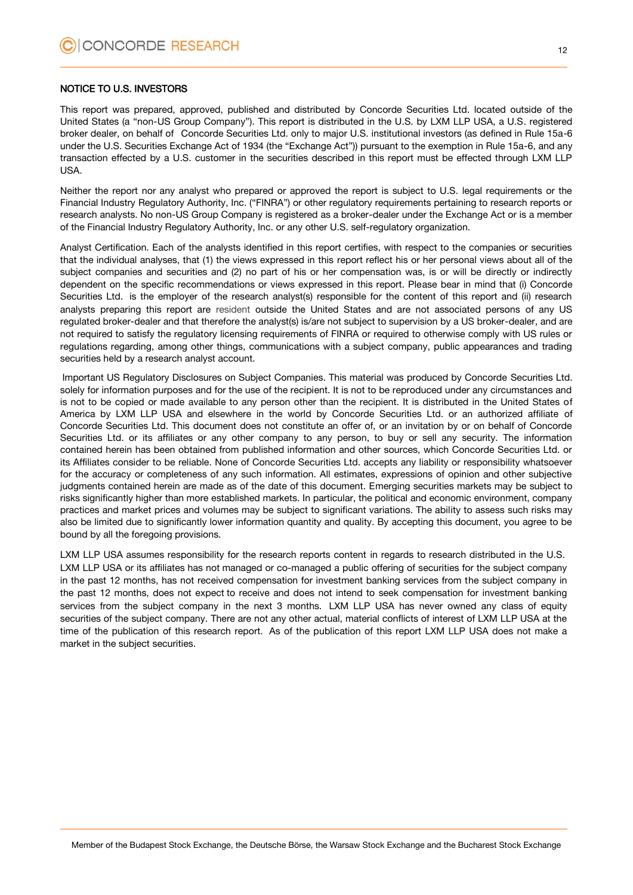## NOTICE TO U.S. INVESTORS

This report was prepared, approved, published and distributed by Concorde Securities Ltd. located outside of the United States (a "non-US Group Company"). This report is distributed in the U.S. by LXM LLP USA, a U.S. registered broker dealer, on behalf of Concorde Securities Ltd. only to major U.S. institutional investors (as defined in Rule 15a-6 under the U.S. Securities Exchange Act of 1934 (the "Exchange Act")) pursuant to the exemption in Rule 15a-6, and any transaction effected by a U.S. customer in the securities described in this report must be effected through LXM LLP USA.

Neither the report nor any analyst who prepared or approved the report is subject to U.S. legal requirements or the Financial Industry Regulatory Authority, Inc. ("FINRA") or other regulatory requirements pertaining to research reports or research analysts. No non-US Group Company is registered as a broker-dealer under the Exchange Act or is a member of the Financial Industry Regulatory Authority, Inc. or any other U.S. self-regulatory organization.

Analyst Certification. Each of the analysts identified in this report certifies, with respect to the companies or securities that the individual analyses, that (1) the views expressed in this report reflect his or her personal views about all of the subject companies and securities and (2) no part of his or her compensation was, is or will be directly or indirectly dependent on the specific recommendations or views expressed in this report. Please bear in mind that (i) Concorde Securities Ltd. is the employer of the research analyst(s) responsible for the content of this report and (ii) research analysts preparing this report are resident outside the United States and are not associated persons of any US regulated broker-dealer and that therefore the analyst(s) is/are not subject to supervision by a US broker-dealer, and are not required to satisfy the regulatory licensing requirements of FINRA or required to otherwise comply with US rules or regulations regarding, among other things, communications with a subject company, public appearances and trading securities held by a research analyst account.

Important US Regulatory Disclosures on Subject Companies. This material was produced by Concorde Securities Ltd. solely for information purposes and for the use of the recipient. It is not to be reproduced under any circumstances and is not to be copied or made available to any person other than the recipient. It is distributed in the United States of America by LXM LLP USA and elsewhere in the world by Concorde Securities Ltd. or an authorized affiliate of Concorde Securities Ltd. This document does not constitute an offer of, or an invitation by or on behalf of Concorde Securities Ltd. or its affiliates or any other company to any person, to buy or sell any security. The information contained herein has been obtained from published information and other sources, which Concorde Securities Ltd. or its Affiliates consider to be reliable. None of Concorde Securities Ltd. accepts any liability or responsibility whatsoever for the accuracy or completeness of any such information. All estimates, expressions of opinion and other subjective judgments contained herein are made as of the date of this document. Emerging securities markets may be subject to risks significantly higher than more established markets. In particular, the political and economic environment, company practices and market prices and volumes may be subject to significant variations. The ability to assess such risks may also be limited due to significantly lower information quantity and quality. By accepting this document, you agree to be bound by all the foregoing provisions.

LXM LLP USA assumes responsibility for the research reports content in regards to research distributed in the U.S. LXM LLP USA or its affiliates has not managed or co-managed a public offering of securities for the subject company in the past 12 months, has not received compensation for investment banking services from the subject company in the past 12 months, does not expect to receive and does not intend to seek compensation for investment banking services from the subject company in the next 3 months. LXM LLP USA has never owned any class of equity securities of the subject company. There are not any other actual, material conflicts of interest of LXM LLP USA at the time of the publication of this research report. As of the publication of this report LXM LLP USA does not make a market in the subject securities.